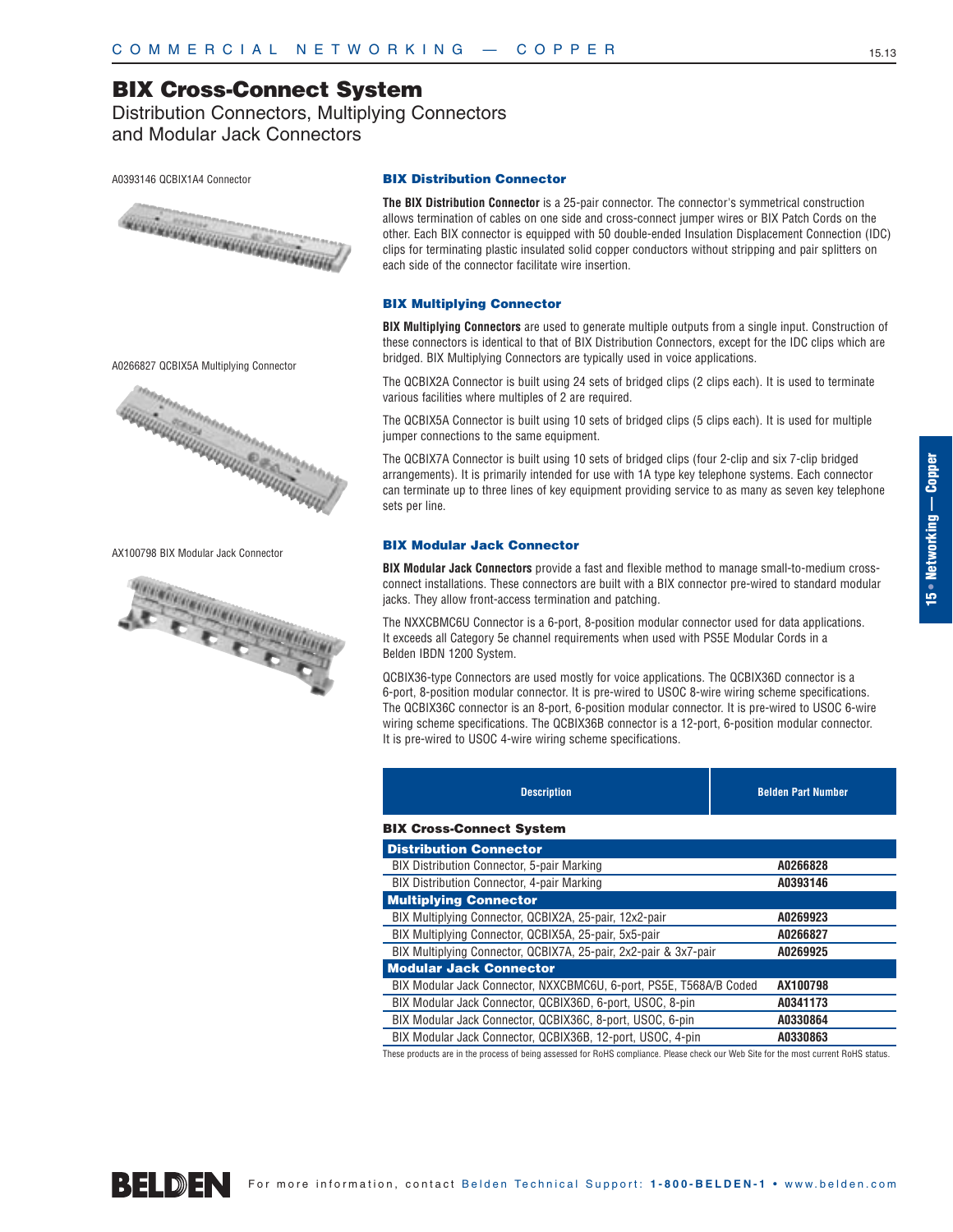# BIX Cross-Connect System

Distribution Connectors, Multiplying Connectors and Modular Jack Connectors

A0393146 QCBIX1A4 Connector

A0266827 QCBIX5A Multiplying Connector

AX100798 BIX Modular Jack Connector

### BIX Distribution Connector

**The BIX Distribution Connector** is a 25-pair connector. The connector's symmetrical construction allows termination of cables on one side and cross-connect jumper wires or BIX Patch Cords on the other. Each BIX connector is equipped with 50 double-ended Insulation Displacement Connection (IDC) clips for terminating plastic insulated solid copper conductors without stripping and pair splitters on each side of the connector facilitate wire insertion.

### BIX Multiplying Connector

**BIX Multiplying Connectors** are used to generate multiple outputs from a single input. Construction of these connectors is identical to that of BIX Distribution Connectors, except for the IDC clips which are bridged. BIX Multiplying Connectors are typically used in voice applications.

The QCBIX2A Connector is built using 24 sets of bridged clips (2 clips each). It is used to terminate various facilities where multiples of 2 are required.

The QCBIX5A Connector is built using 10 sets of bridged clips (5 clips each). It is used for multiple jumper connections to the same equipment.

The QCBIX7A Connector is built using 10 sets of bridged clips (four 2-clip and six 7-clip bridged arrangements). It is primarily intended for use with 1A type key telephone systems. Each connector can terminate up to three lines of key equipment providing service to as many as seven key telephone sets per line.

### BIX Modular Jack Connector

**BIX Modular Jack Connectors** provide a fast and flexible method to manage small-to-medium cross-connect installations. These connectors are built with a BIX connector pre-wired to standard modular jacks. They allow front-access termination and patching.

The NXXCBMC6U Connector is a 6-port, 8-position modular connector used for data applications. It exceeds all Category 5e channel requirements when used with PS5E Modular Cords in a Belden IBDN 1200 System.

QCBIX36-type Connectors are used mostly for voice applications. The QCBIX36D connector is a 6-port, 8-position modular connector. It is pre-wired to USOC 8-wire wiring scheme specifications. The QCBIX36C connector is an 8-port, 6-position modular connector. It is pre-wired to USOC 6-wire wiring scheme specifications. The QCBIX36B connector is a 12-port, 6-position modular connector. It is pre-wired to USOC 4-wire wiring scheme specifications.

| Description | Belden Part Number |
|---|---|
| **BIX Cross-Connect System** | |
| **Distribution Connector** | |
| BIX Distribution Connector, 5-pair Marking | **A0266828** |
| BIX Distribution Connector, 4-pair Marking | **A0393146** |
| **Multiplying Connector** | |
| BIX Multiplying Connector, QCBIX2A, 25-pair, 12x2-pair | **A0269923** |
| BIX Multiplying Connector, QCBIX5A, 25-pair, 5x5-pair | **A0266827** |
| BIX Multiplying Connector, QCBIX7A, 25-pair, 2x2-pair & 3x7-pair | **A0269925** |
| **Modular Jack Connector** | |
| BIX Modular Jack Connector, NXXCBMC6U, 6-port, PS5E, T568A/B Coded | **AX100798** |
| BIX Modular Jack Connector, QCBIX36D, 6-port, USOC, 8-pin | **A0341173** |
| BIX Modular Jack Connector, QCBIX36C, 8-port, USOC, 6-pin | **A0330864** |
| BIX Modular Jack Connector, QCBIX36B, 12-port, USOC, 4-pin | **A0330863** |

These products are in the process of being assessed for RoHS compliance. Please check our Web Site for the most current RoHS status.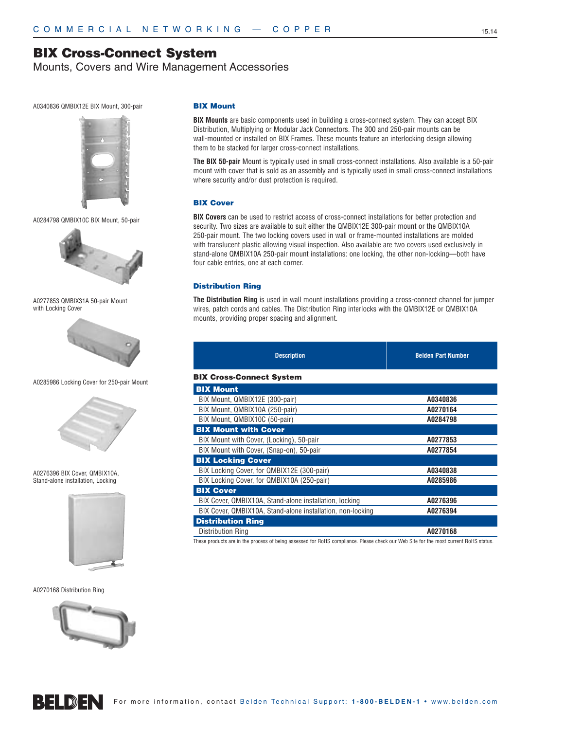# BIX Cross-Connect System

Mounts, Covers and Wire Management Accessories

A0340836 QMBIX12E BIX Mount, 300-pair

A0284798 QMBIX10C BIX Mount, 50-pair

A0277853 QMBIX31A 50-pair Mount with Locking Cover

A0285986 Locking Cover for 250-pair Mount

A0276396 BIX Cover, QMBIX10A, Stand-alone installation, Locking

A0270168 Distribution Ring

### BIX Mount

**BIX Mounts** are basic components used in building a cross-connect system. They can accept BIX Distribution, Multiplying or Modular Jack Connectors. The 300 and 250-pair mounts can be wall-mounted or installed on BIX Frames. These mounts feature an interlocking design allowing them to be stacked for larger cross-connect installations.

**The BIX 50-pair** Mount is typically used in small cross-connect installations. Also available is a 50-pair mount with cover that is sold as an assembly and is typically used in small cross-connect installations where security and/or dust protection is required.

### BIX Cover

**BIX Covers** can be used to restrict access of cross-connect installations for better protection and security. Two sizes are available to suit either the QMBIX12E 300-pair mount or the QMBIX10A 250-pair mount. The two locking covers used in wall or frame-mounted installations are molded with translucent plastic allowing visual inspection. Also available are two covers used exclusively in stand-alone QMBIX10A 250-pair mount installations: one locking, the other non-locking—both have four cable entries, one at each corner.

### Distribution Ring

**The Distribution Ring** is used in wall mount installations providing a cross-connect channel for jumper wires, patch cords and cables. The Distribution Ring interlocks with the QMBIX12E or QMBIX10A mounts, providing proper spacing and alignment.

| Description | Belden Part Number |
|---|---|
| **BIX Cross-Connect System** | |
| **BIX Mount** | |
| BIX Mount, QMBIX12E (300-pair) | **A0340836** |
| BIX Mount, QMBIX10A (250-pair) | **A0270164** |
| BIX Mount, QMBIX10C (50-pair) | **A0284798** |
| **BIX Mount with Cover** | |
| BIX Mount with Cover, (Locking), 50-pair | **A0277853** |
| BIX Mount with Cover, (Snap-on), 50-pair | **A0277854** |
| **BIX Locking Cover** | |
| BIX Locking Cover, for QMBIX12E (300-pair) | **A0340838** |
| BIX Locking Cover, for QMBIX10A (250-pair) | **A0285986** |
| **BIX Cover** | |
| BIX Cover, QMBIX10A, Stand-alone installation, locking | **A0276396** |
| BIX Cover, QMBIX10A, Stand-alone installation, non-locking | **A0276394** |
| **Distribution Ring** | |
| Distribution Ring | **A0270168** |

These products are in the process of being assessed for RoHS compliance. Please check our Web Site for the most current RoHS status.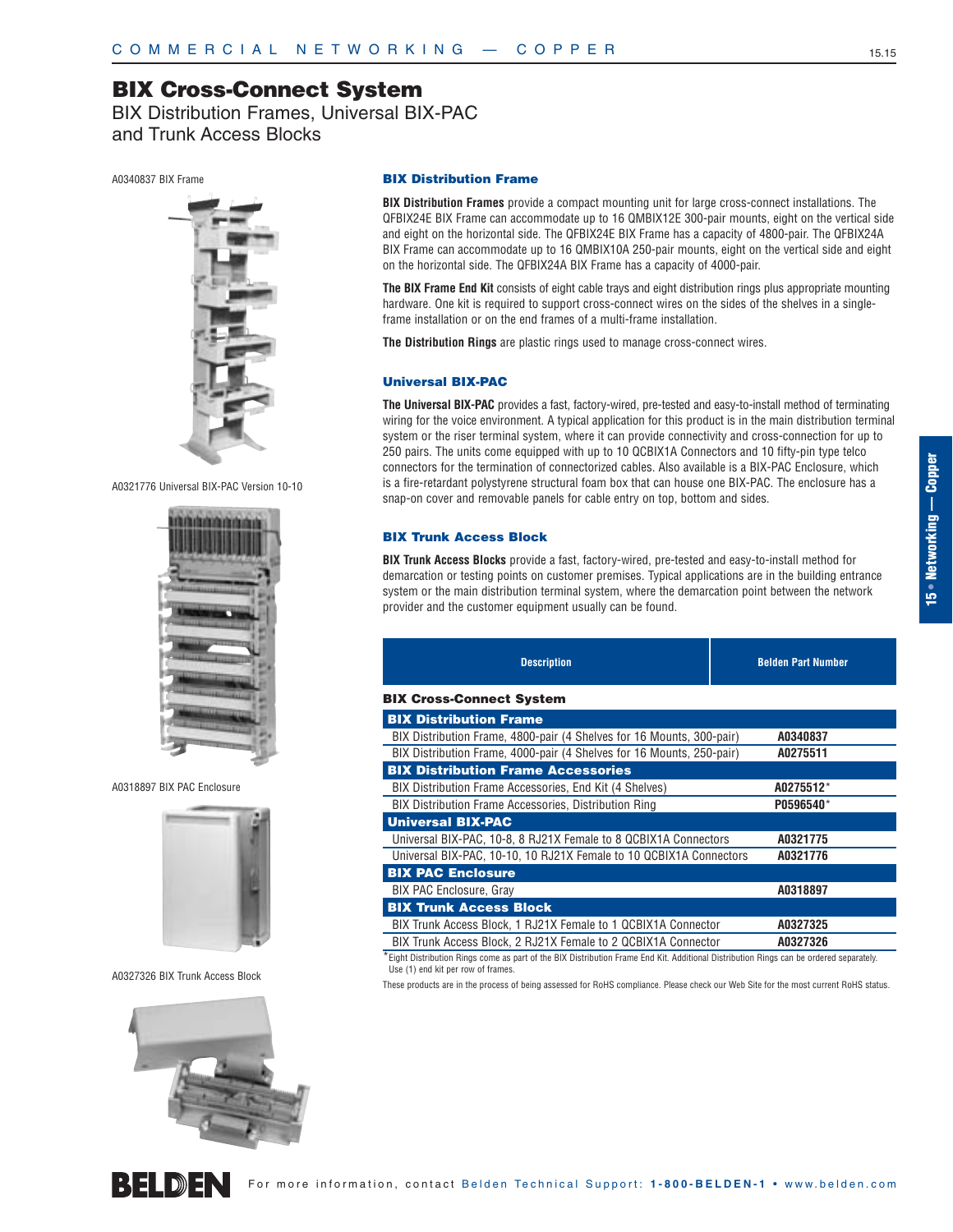# BIX Cross-Connect System

BIX Distribution Frames, Universal BIX-PAC and Trunk Access Blocks

A0340837 BIX Frame

A0321776 Universal BIX-PAC Version 10-10

A0318897 BIX PAC Enclosure

A0327326 BIX Trunk Access Block

## BIX Distribution Frame

**BIX Distribution Frames** provide a compact mounting unit for large cross-connect installations. The QFBIX24E BIX Frame can accommodate up to 16 QMBIX12E 300-pair mounts, eight on the vertical side and eight on the horizontal side. The QFBIX24E BIX Frame has a capacity of 4800-pair. The QFBIX24A BIX Frame can accommodate up to 16 QMBIX10A 250-pair mounts, eight on the vertical side and eight on the horizontal side. The QFBIX24A BIX Frame has a capacity of 4000-pair.

**The BIX Frame End Kit** consists of eight cable trays and eight distribution rings plus appropriate mounting hardware. One kit is required to support cross-connect wires on the sides of the shelves in a single-frame installation or on the end frames of a multi-frame installation.

**The Distribution Rings** are plastic rings used to manage cross-connect wires.

## Universal BIX-PAC

**The Universal BIX-PAC** provides a fast, factory-wired, pre-tested and easy-to-install method of terminating wiring for the voice environment. A typical application for this product is in the main distribution terminal system or the riser terminal system, where it can provide connectivity and cross-connection for up to 250 pairs. The units come equipped with up to 10 QCBIX1A Connectors and 10 fifty-pin type telco connectors for the termination of connectorized cables. Also available is a BIX-PAC Enclosure, which is a fire-retardant polystyrene structural foam box that can house one BIX-PAC. The enclosure has a snap-on cover and removable panels for cable entry on top, bottom and sides.

## BIX Trunk Access Block

**BIX Trunk Access Blocks** provide a fast, factory-wired, pre-tested and easy-to-install method for demarcation or testing points on customer premises. Typical applications are in the building entrance system or the main distribution terminal system, where the demarcation point between the network provider and the customer equipment usually can be found.

| Description | Belden Part Number |
|---|---|
| **BIX Cross-Connect System** | |
| **BIX Distribution Frame** | |
| BIX Distribution Frame, 4800-pair (4 Shelves for 16 Mounts, 300-pair) | A0340837 |
| BIX Distribution Frame, 4000-pair (4 Shelves for 16 Mounts, 250-pair) | A0275511 |
| **BIX Distribution Frame Accessories** | |
| BIX Distribution Frame Accessories, End Kit (4 Shelves) | A0275512* |
| BIX Distribution Frame Accessories, Distribution Ring | P0596540* |
| **Universal BIX-PAC** | |
| Universal BIX-PAC, 10-8, 8 RJ21X Female to 8 QCBIX1A Connectors | A0321775 |
| Universal BIX-PAC, 10-10, 10 RJ21X Female to 10 QCBIX1A Connectors | A0321776 |
| **BIX PAC Enclosure** | |
| BIX PAC Enclosure, Gray | A0318897 |
| **BIX Trunk Access Block** | |
| BIX Trunk Access Block, 1 RJ21X Female to 1 QCBIX1A Connector | A0327325 |
| BIX Trunk Access Block, 2 RJ21X Female to 2 QCBIX1A Connector | A0327326 |

*Eight Distribution Rings come as part of the BIX Distribution Frame End Kit. Additional Distribution Rings can be ordered separately. Use (1) end kit per row of frames.

These products are in the process of being assessed for RoHS compliance. Please check our Web Site for the most current RoHS status.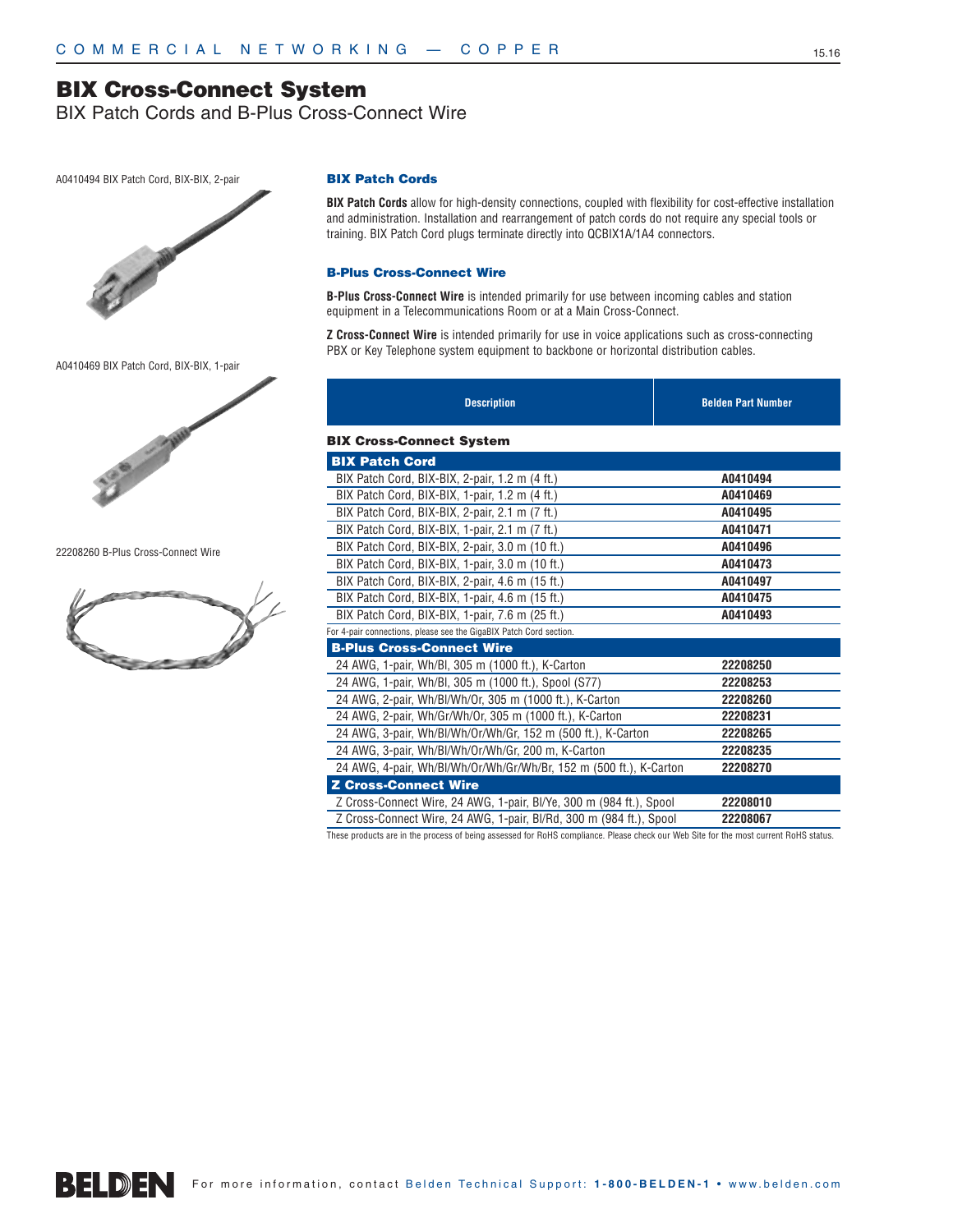# BIX Cross-Connect System

## BIX Patch Cords and B-Plus Cross-Connect Wire

A0410494 BIX Patch Cord, BIX-BIX, 2-pair

A0410469 BIX Patch Cord, BIX-BIX, 1-pair

22208260 B-Plus Cross-Connect Wire

### BIX Patch Cords

**BIX Patch Cords** allow for high-density connections, coupled with flexibility for cost-effective installation and administration. Installation and rearrangement of patch cords do not require any special tools or training. BIX Patch Cord plugs terminate directly into QCBIX1A/1A4 connectors.

### B-Plus Cross-Connect Wire

**B-Plus Cross-Connect Wire** is intended primarily for use between incoming cables and station equipment in a Telecommunications Room or at a Main Cross-Connect.

**Z Cross-Connect Wire** is intended primarily for use in voice applications such as cross-connecting PBX or Key Telephone system equipment to backbone or horizontal distribution cables.

| Description | Belden Part Number |
|---|---|
| **BIX Cross-Connect System** | |
| **BIX Patch Cord** | |
| BIX Patch Cord, BIX-BIX, 2-pair, 1.2 m (4 ft.) | **A0410494** |
| BIX Patch Cord, BIX-BIX, 1-pair, 1.2 m (4 ft.) | **A0410469** |
| BIX Patch Cord, BIX-BIX, 2-pair, 2.1 m (7 ft.) | **A0410495** |
| BIX Patch Cord, BIX-BIX, 1-pair, 2.1 m (7 ft.) | **A0410471** |
| BIX Patch Cord, BIX-BIX, 2-pair, 3.0 m (10 ft.) | **A0410496** |
| BIX Patch Cord, BIX-BIX, 1-pair, 3.0 m (10 ft.) | **A0410473** |
| BIX Patch Cord, BIX-BIX, 2-pair, 4.6 m (15 ft.) | **A0410497** |
| BIX Patch Cord, BIX-BIX, 1-pair, 4.6 m (15 ft.) | **A0410475** |
| BIX Patch Cord, BIX-BIX, 1-pair, 7.6 m (25 ft.) | **A0410493** |
| For 4-pair connections, please see the GigaBIX Patch Cord section. | |
| **B-Plus Cross-Connect Wire** | |
| 24 AWG, 1-pair, Wh/Bl, 305 m (1000 ft.), K-Carton | **22208250** |
| 24 AWG, 1-pair, Wh/Bl, 305 m (1000 ft.), Spool (S77) | **22208253** |
| 24 AWG, 2-pair, Wh/Bl/Wh/Or, 305 m (1000 ft.), K-Carton | **22208260** |
| 24 AWG, 2-pair, Wh/Gr/Wh/Or, 305 m (1000 ft.), K-Carton | **22208231** |
| 24 AWG, 3-pair, Wh/Bl/Wh/Or/Wh/Gr, 152 m (500 ft.), K-Carton | **22208265** |
| 24 AWG, 3-pair, Wh/Bl/Wh/Or/Wh/Gr, 200 m, K-Carton | **22208235** |
| 24 AWG, 4-pair, Wh/Bl/Wh/Or/Wh/Gr/Wh/Br, 152 m (500 ft.), K-Carton | **22208270** |
| **Z Cross-Connect Wire** | |
| Z Cross-Connect Wire, 24 AWG, 1-pair, Bl/Ye, 300 m (984 ft.), Spool | **22208010** |
| Z Cross-Connect Wire, 24 AWG, 1-pair, Bl/Rd, 300 m (984 ft.), Spool | **22208067** |

These products are in the process of being assessed for RoHS compliance. Please check our Web Site for the most current RoHS status.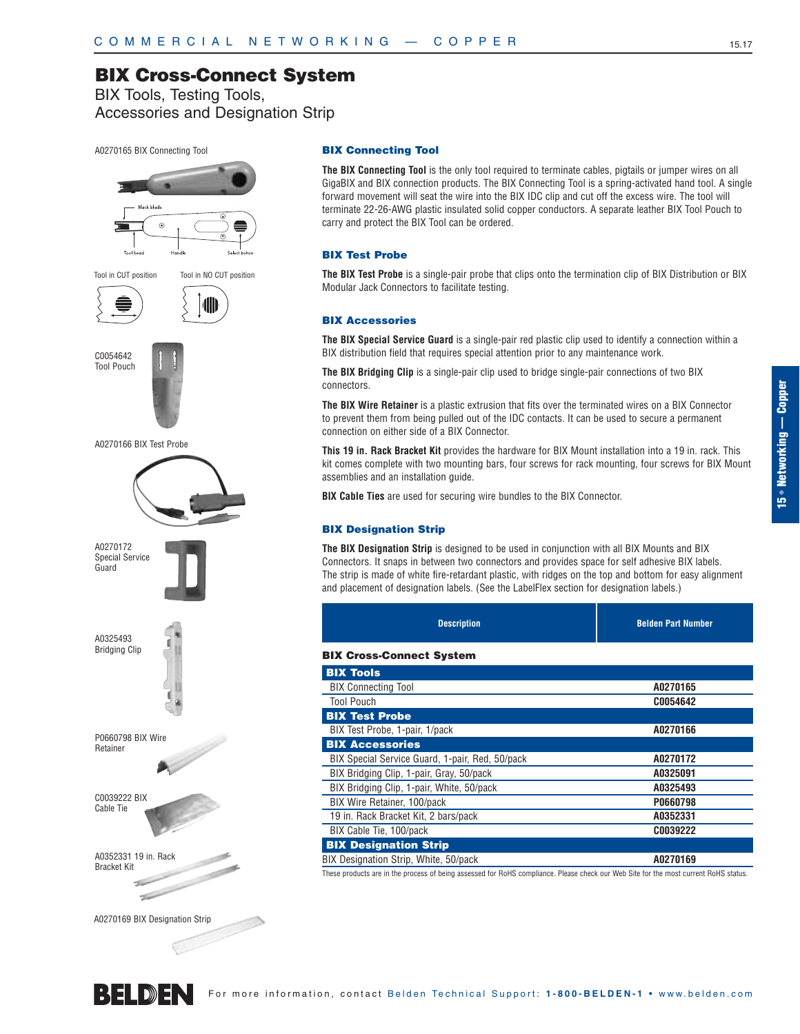# BIX Cross-Connect System

BIX Tools, Testing Tools,
Accessories and Designation Strip

A0270165 BIX Connecting Tool

Black blade

Tool head   Handle   Select button

Tool in CUT position   Tool in NO CUT position

C0054642
Tool Pouch

A0270166 BIX Test Probe

A0270172
Special Service
Guard

A0325493
Bridging Clip

P0660798 BIX Wire
Retainer

C0039222 BIX
Cable Tie

A0352331 19 in. Rack
Bracket Kit

A0270169 BIX Designation Strip

### BIX Connecting Tool

**The BIX Connecting Tool** is the only tool required to terminate cables, pigtails or jumper wires on all GigaBIX and BIX connection products. The BIX Connecting Tool is a spring-activated hand tool. A single forward movement will seat the wire into the BIX IDC clip and cut off the excess wire. The tool will terminate 22-26-AWG plastic insulated solid copper conductors. A separate leather BIX Tool Pouch to carry and protect the BIX Tool can be ordered.

### BIX Test Probe

**The BIX Test Probe** is a single-pair probe that clips onto the termination clip of BIX Distribution or BIX Modular Jack Connectors to facilitate testing.

### BIX Accessories

**The BIX Special Service Guard** is a single-pair red plastic clip used to identify a connection within a BIX distribution field that requires special attention prior to any maintenance work.

**The BIX Bridging Clip** is a single-pair clip used to bridge single-pair connections of two BIX connectors.

**The BIX Wire Retainer** is a plastic extrusion that fits over the terminated wires on a BIX Connector to prevent them from being pulled out of the IDC contacts. It can be used to secure a permanent connection on either side of a BIX Connector.

**This 19 in. Rack Bracket Kit** provides the hardware for BIX Mount installation into a 19 in. rack. This kit comes complete with two mounting bars, four screws for rack mounting, four screws for BIX Mount assemblies and an installation guide.

**BIX Cable Ties** are used for securing wire bundles to the BIX Connector.

### BIX Designation Strip

**The BIX Designation Strip** is designed to be used in conjunction with all BIX Mounts and BIX Connectors. It snaps in between two connectors and provides space for self adhesive BIX labels. The strip is made of white fire-retardant plastic, with ridges on the top and bottom for easy alignment and placement of designation labels. (See the LabelFlex section for designation labels.)

| Description | Belden Part Number |
|---|---|
| **BIX Cross-Connect System** | |
| **BIX Tools** | |
| BIX Connecting Tool | **A0270165** |
| Tool Pouch | **C0054642** |
| **BIX Test Probe** | |
| BIX Test Probe, 1-pair, 1/pack | **A0270166** |
| **BIX Accessories** | |
| BIX Special Service Guard, 1-pair, Red, 50/pack | **A0270172** |
| BIX Bridging Clip, 1-pair, Gray, 50/pack | **A0325091** |
| BIX Bridging Clip, 1-pair, White, 50/pack | **A0325493** |
| BIX Wire Retainer, 100/pack | **P0660798** |
| 19 in. Rack Bracket Kit, 2 bars/pack | **A0352331** |
| BIX Cable Tie, 100/pack | **C0039222** |
| **BIX Designation Strip** | |
| BIX Designation Strip, White, 50/pack | **A0270169** |

These products are in the process of being assessed for RoHS compliance. Please check our Web Site for the most current RoHS status.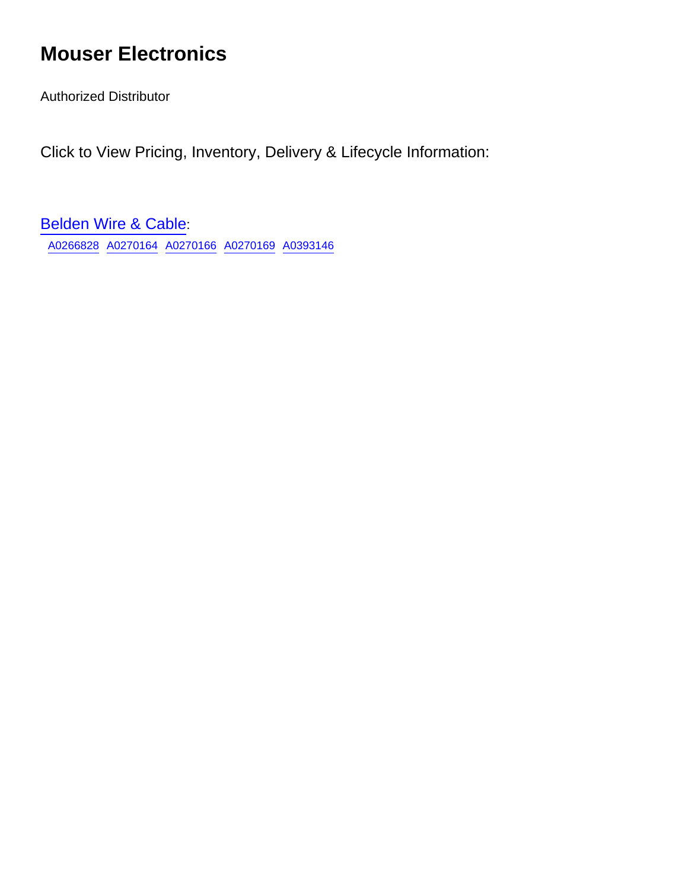# Mouser Electronics

Authorized Distributor

Click to View Pricing, Inventory, Delivery & Lifecycle Information:

Belden Wire & Cable:

A0266828 A0270164 A0270166 A0270169 A0393146